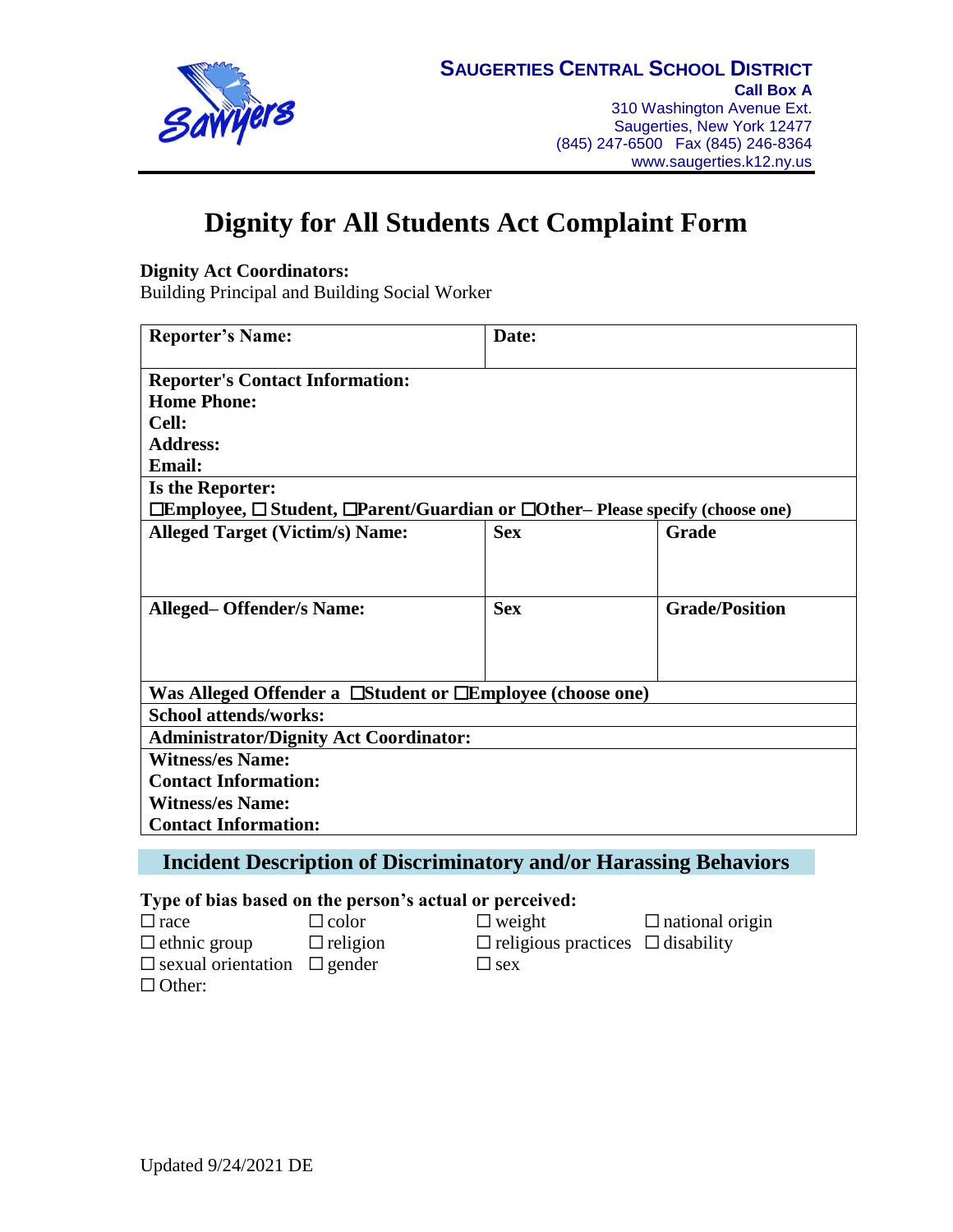**SAUGERTIES CENTRAL SCHOOL DISTRICT**
**Call Box A**
310 Washington Avenue Ext.
Saugerties, New York 12477
(845) 247-6500   Fax (845) 246-8364
www.saugerties.k12.ny.us

# Dignity for All Students Act Complaint Form

**Dignity Act Coordinators:**
Building Principal and Building Social Worker

| **Reporter's Name:** | **Date:** | |
|---|---|---|
| **Reporter's Contact Information:**<br>**Home Phone:**<br>**Cell:**<br>**Address:**<br>**Email:** | | |
| **Is the Reporter:**<br>☐**Employee,** ☐ **Student,** ☐**Parent/Guardian or** ☐**Other– Please specify (choose one)** | | |
| **Alleged Target (Victim/s) Name:** | **Sex** | **Grade** |
| **Alleged– Offender/s Name:** | **Sex** | **Grade/Position** |
| **Was Alleged Offender a** ☐**Student or** ☐**Employee (choose one)** | | |
| **School attends/works:** | | |
| **Administrator/Dignity Act Coordinator:** | | |
| **Witness/es Name:**<br>**Contact Information:**<br>**Witness/es Name:**<br>**Contact Information:** | | |

## Incident Description of Discriminatory and/or Harassing Behaviors

**Type of bias based on the person's actual or perceived:**

☐ race　☐ color　☐ weight　☐ national origin
☐ ethnic group　☐ religion　☐ religious practices　☐ disability
☐ sexual orientation　☐ gender　☐ sex
☐ Other:

Updated 9/24/2021 DE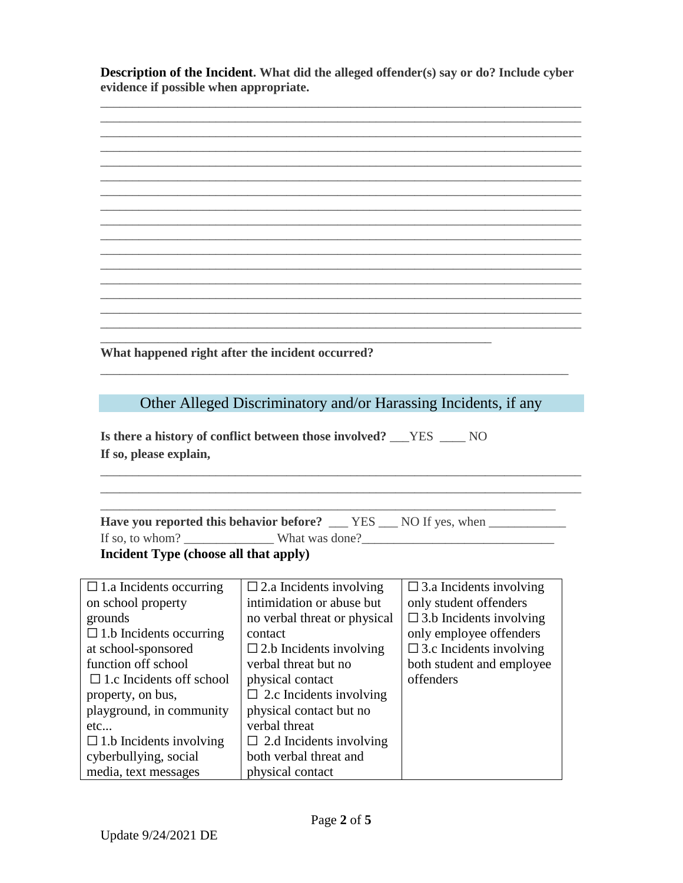**Description of the Incident. What did the alleged offender(s) say or do? Include cyber evidence if possible when appropriate.**

\_\_\_\_\_\_\_\_\_\_\_\_\_\_\_\_\_\_\_\_\_\_\_\_\_\_\_\_\_\_\_\_\_\_\_\_\_\_\_\_\_\_\_\_\_\_\_\_\_\_\_\_\_\_\_\_\_\_\_\_\_\_\_\_\_\_\_\_\_\_\_\_\_\_\_\_

\_\_\_\_\_\_\_\_\_\_\_\_\_\_\_\_\_\_\_\_\_\_\_\_\_\_\_\_\_\_\_\_\_\_\_\_\_\_\_\_\_\_\_\_\_\_\_\_\_\_\_\_\_\_\_\_\_\_\_\_\_\_\_\_\_\_\_\_\_\_\_\_\_\_\_\_

\_\_\_\_\_\_\_\_\_\_\_\_\_\_\_\_\_\_\_\_\_\_\_\_\_\_\_\_\_\_\_\_\_\_\_\_\_\_\_\_\_\_\_\_\_\_\_\_\_\_\_\_\_\_\_\_\_\_\_\_\_\_\_\_\_\_\_\_\_\_\_\_\_\_\_\_

\_\_\_\_\_\_\_\_\_\_\_\_\_\_\_\_\_\_\_\_\_\_\_\_\_\_\_\_\_\_\_\_\_\_\_\_\_\_\_\_\_\_\_\_\_\_\_\_\_\_\_\_\_\_\_\_\_\_\_\_\_\_\_\_\_\_\_\_\_\_\_\_\_\_\_\_

\_\_\_\_\_\_\_\_\_\_\_\_\_\_\_\_\_\_\_\_\_\_\_\_\_\_\_\_\_\_\_\_\_\_\_\_\_\_\_\_\_\_\_\_\_\_\_\_\_\_\_\_\_\_\_\_\_\_\_\_\_\_\_\_\_\_\_\_\_\_\_\_\_\_\_\_

\_\_\_\_\_\_\_\_\_\_\_\_\_\_\_\_\_\_\_\_\_\_\_\_\_\_\_\_\_\_\_\_\_\_\_\_\_\_\_\_\_\_\_\_\_\_\_\_\_\_\_\_\_\_\_\_\_\_\_\_\_\_\_\_\_\_\_\_\_\_\_\_\_\_\_\_

\_\_\_\_\_\_\_\_\_\_\_\_\_\_\_\_\_\_\_\_\_\_\_\_\_\_\_\_\_\_\_\_\_\_\_\_\_\_\_\_\_\_\_\_\_\_\_\_\_\_\_\_\_\_\_\_\_\_\_\_\_\_\_\_\_\_\_\_\_\_\_\_\_\_\_\_

\_\_\_\_\_\_\_\_\_\_\_\_\_\_\_\_\_\_\_\_\_\_\_\_\_\_\_\_\_\_\_\_\_\_\_\_\_\_\_\_\_\_\_\_\_\_\_\_\_\_\_\_\_\_\_\_\_\_\_\_\_\_\_\_\_\_\_\_\_\_\_\_\_\_\_\_

\_\_\_\_\_\_\_\_\_\_\_\_\_\_\_\_\_\_\_\_\_\_\_\_\_\_\_\_\_\_\_\_\_\_\_\_\_\_\_\_\_\_\_\_\_\_\_\_\_\_\_\_\_\_\_\_\_\_\_\_\_\_\_\_\_\_\_\_\_\_\_\_\_\_\_\_

\_\_\_\_\_\_\_\_\_\_\_\_\_\_\_\_\_\_\_\_\_\_\_\_\_\_\_\_\_\_\_\_\_\_\_\_\_\_\_\_\_\_\_\_\_\_\_\_\_\_\_\_\_\_\_\_\_\_\_\_\_\_\_\_\_\_\_\_\_\_\_\_\_\_\_\_

\_\_\_\_\_\_\_\_\_\_\_\_\_\_\_\_\_\_\_\_\_\_\_\_\_\_\_\_\_\_\_\_\_\_\_\_\_\_\_\_\_\_\_\_\_\_\_\_\_\_\_\_\_\_\_\_\_\_\_\_\_\_\_\_\_\_\_\_\_\_\_\_\_\_\_\_

\_\_\_\_\_\_\_\_\_\_\_\_\_\_\_\_\_\_\_\_\_\_\_\_\_\_\_\_\_\_\_\_\_\_\_\_\_\_\_\_\_\_\_\_\_\_\_\_\_\_\_\_\_\_\_\_\_\_\_\_\_\_\_\_\_\_\_\_\_\_\_\_\_\_\_\_

\_\_\_\_\_\_\_\_\_\_\_\_\_\_\_\_\_\_\_\_\_\_\_\_\_\_\_\_\_\_\_\_\_\_\_\_\_\_\_\_\_\_\_\_\_\_\_\_\_\_\_\_\_\_\_\_\_\_\_\_\_\_\_\_\_\_\_\_\_\_\_\_\_\_\_\_

\_\_\_\_\_\_\_\_\_\_\_\_\_\_\_\_\_\_\_\_\_\_\_\_\_\_\_\_\_\_\_\_\_\_\_\_\_\_\_\_\_\_\_\_\_\_\_\_\_\_\_\_\_\_\_\_\_\_\_\_\_\_\_\_\_\_\_\_\_\_\_\_\_\_\_\_

\_\_\_\_\_\_\_\_\_\_\_\_\_\_\_\_\_\_\_\_\_\_\_\_\_\_\_\_\_\_\_\_\_\_\_\_\_\_\_\_\_\_\_\_\_\_\_\_\_\_\_\_\_\_\_\_\_\_\_\_\_\_\_\_\_\_\_\_\_\_\_\_\_\_\_\_

\_\_\_\_\_\_\_\_\_\_\_\_\_\_\_\_\_\_\_\_\_\_\_\_\_\_\_\_\_\_\_\_\_\_\_\_\_\_\_\_\_\_\_\_\_\_\_\_\_\_\_\_\_\_\_\_\_\_\_\_\_\_\_\_

**What happened right after the incident occurred?**

\_\_\_\_\_\_\_\_\_\_\_\_\_\_\_\_\_\_\_\_\_\_\_\_\_\_\_\_\_\_\_\_\_\_\_\_\_\_\_\_\_\_\_\_\_\_\_\_\_\_\_\_\_\_\_\_\_\_\_\_\_\_\_\_\_\_\_\_\_\_\_\_\_\_

## Other Alleged Discriminatory and/or Harassing Incidents, if any

**Is there a history of conflict between those involved?** \_\_\_YES \_\_\_\_ NO

**If so, please explain,**

\_\_\_\_\_\_\_\_\_\_\_\_\_\_\_\_\_\_\_\_\_\_\_\_\_\_\_\_\_\_\_\_\_\_\_\_\_\_\_\_\_\_\_\_\_\_\_\_\_\_\_\_\_\_\_\_\_\_\_\_\_\_\_\_\_\_\_\_\_\_\_\_\_\_\_\_

\_\_\_\_\_\_\_\_\_\_\_\_\_\_\_\_\_\_\_\_\_\_\_\_\_\_\_\_\_\_\_\_\_\_\_\_\_\_\_\_\_\_\_\_\_\_\_\_\_\_\_\_\_\_\_\_\_\_\_\_\_\_\_\_\_\_\_\_\_\_\_\_\_\_\_\_

\_\_\_\_\_\_\_\_\_\_\_\_\_\_\_\_\_\_\_\_\_\_\_\_\_\_\_\_\_\_\_\_\_\_\_\_\_\_\_\_\_\_\_\_\_\_\_\_\_\_\_\_\_\_\_\_\_\_\_\_\_\_\_\_\_\_\_\_\_\_\_

**Have you reported this behavior before?** \_\_\_ YES \_\_\_ NO If yes, when \_\_\_\_\_\_\_\_\_\_\_\_

If so, to whom? \_\_\_\_\_\_\_\_\_\_\_\_\_\_ What was done?\_\_\_\_\_\_\_\_\_\_\_\_\_\_\_\_\_\_\_\_\_\_\_\_\_\_\_\_\_\_

**Incident Type (choose all that apply)**

| | | |
|---|---|---|
| ☐ 1.a Incidents occurring on school property grounds<br>☐ 1.b Incidents occurring at school-sponsored function off school<br>☐ 1.c Incidents off school property, on bus, playground, in community etc...<br>☐ 1.b Incidents involving cyberbullying, social media, text messages | ☐ 2.a Incidents involving intimidation or abuse but no verbal threat or physical contact<br>☐ 2.b Incidents involving verbal threat but no physical contact<br>☐ 2.c Incidents involving physical contact but no verbal threat<br>☐ 2.d Incidents involving both verbal threat and physical contact | ☐ 3.a Incidents involving only student offenders<br>☐ 3.b Incidents involving only employee offenders<br>☐ 3.c Incidents involving both student and employee offenders |

Update 9/24/2021 DE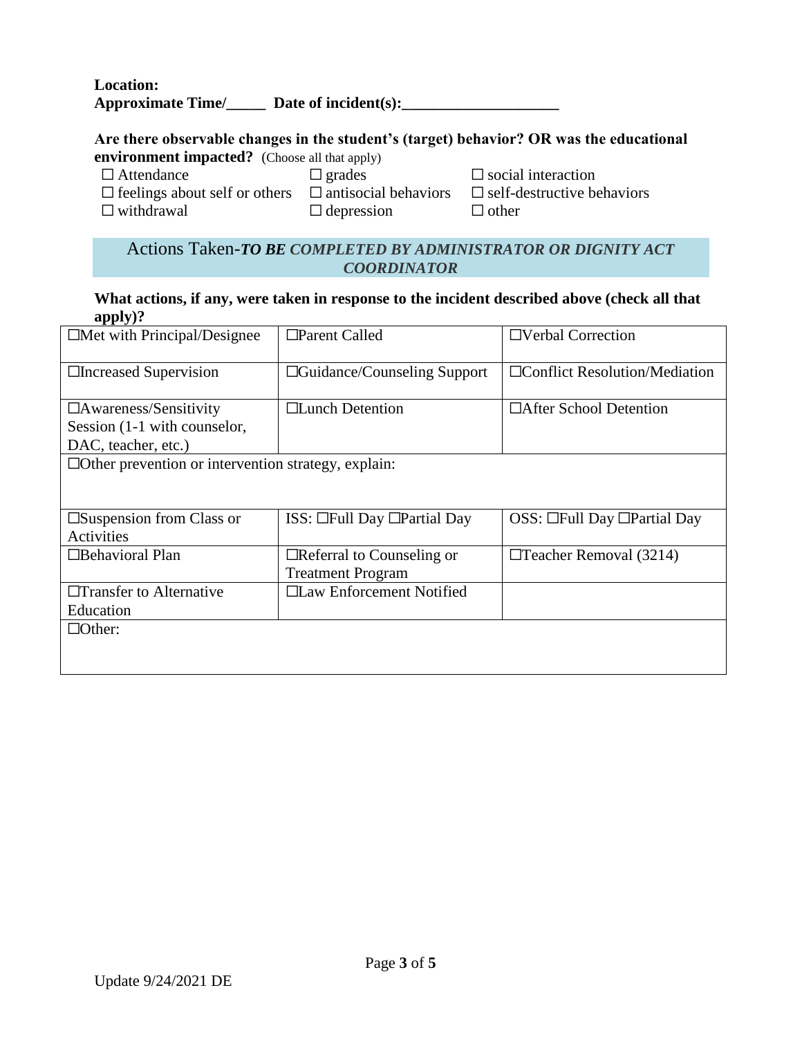**Location:**
**Approximate Time/_____ Date of incident(s):____________________**

**Are there observable changes in the student's (target) behavior? OR was the educational environment impacted?** (Choose all that apply)

| | | |
|---|---|---|
| ☐ Attendance | ☐ grades | ☐ social interaction |
| ☐ feelings about self or others | ☐ antisocial behaviors | ☐ self-destructive behaviors |
| ☐ withdrawal | ☐ depression | ☐ other |

## Actions Taken-*TO BE COMPLETED BY ADMINISTRATOR OR DIGNITY ACT COORDINATOR*

**What actions, if any, were taken in response to the incident described above (check all that apply)?**

| | | |
|---|---|---|
| ☐Met with Principal/Designee | ☐Parent Called | ☐Verbal Correction |
| ☐Increased Supervision | ☐Guidance/Counseling Support | ☐Conflict Resolution/Mediation |
| ☐Awareness/Sensitivity Session (1-1 with counselor, DAC, teacher, etc.) | ☐Lunch Detention | ☐After School Detention |
| ☐Other prevention or intervention strategy, explain: | | |
| ☐Suspension from Class or Activities | ISS: ☐Full Day ☐Partial Day | OSS: ☐Full Day ☐Partial Day |
| ☐Behavioral Plan | ☐Referral to Counseling or Treatment Program | ☐Teacher Removal (3214) |
| ☐Transfer to Alternative Education | ☐Law Enforcement Notified | |
| ☐Other: | | |

Update 9/24/2021 DE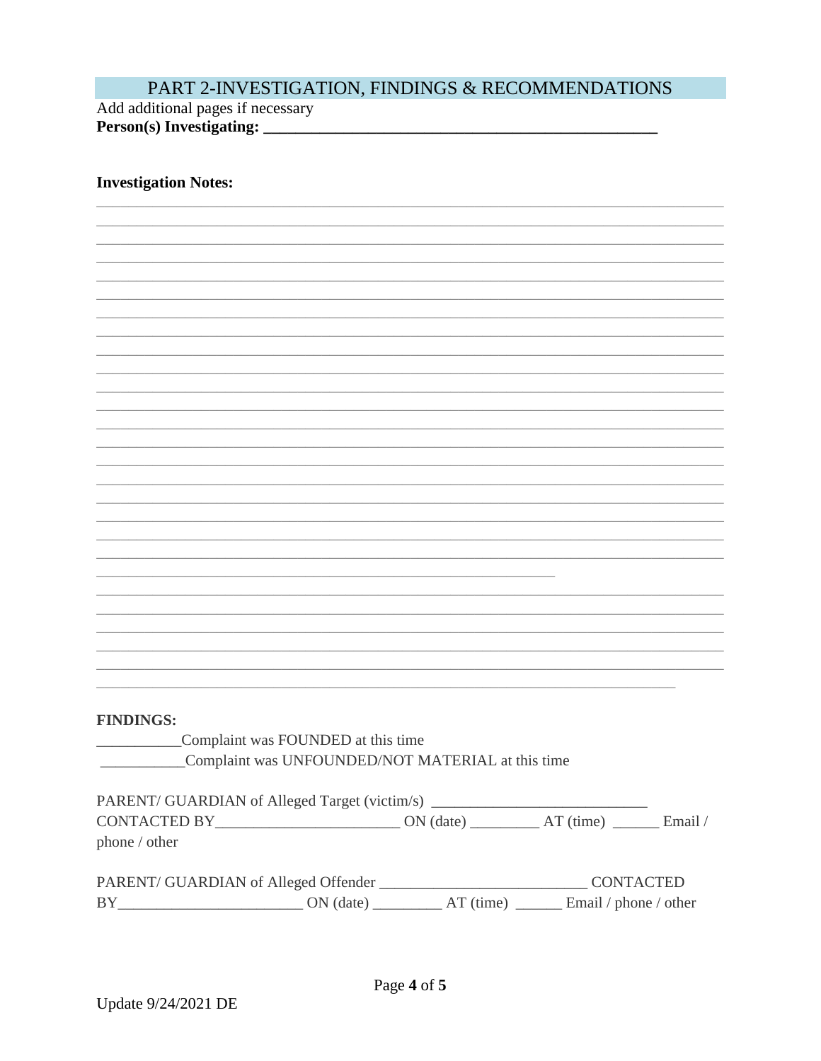## PART 2-INVESTIGATION, FINDINGS & RECOMMENDATIONS

Add additional pages if necessary

**Person(s) Investigating: ___________________________________________________**

**Investigation Notes:**

_______________________________________________________________________________
_______________________________________________________________________________
_______________________________________________________________________________
_______________________________________________________________________________
_______________________________________________________________________________
_______________________________________________________________________________
_______________________________________________________________________________
_______________________________________________________________________________
_______________________________________________________________________________
_______________________________________________________________________________
_______________________________________________________________________________
_______________________________________________________________________________
_______________________________________________________________________________
_______________________________________________________________________________
_______________________________________________________________________________
_______________________________________________________________________________
_______________________________________________________________________________
_______________________________________________________________________________
_______________________________________________________________________________
_______________________________________________________________________________
_______________________________________________________________________________
_______________________________________________________________________________
_______________________________________________________________________________
_______________________________________________________________________________
_______________________________________________________________________________
_______________________________________________________________________________
_______________________________________________________________________________

**FINDINGS:**

___________Complaint was FOUNDED at this time

___________Complaint was UNFOUNDED/NOT MATERIAL at this time

PARENT/ GUARDIAN of Alleged Target (victim/s) ____________________________
CONTACTED BY________________________ ON (date) _________ AT (time) ______ Email / phone / other

PARENT/ GUARDIAN of Alleged Offender ___________________________ CONTACTED BY________________________ ON (date) _________ AT (time) ______ Email / phone / other

Update 9/24/2021 DE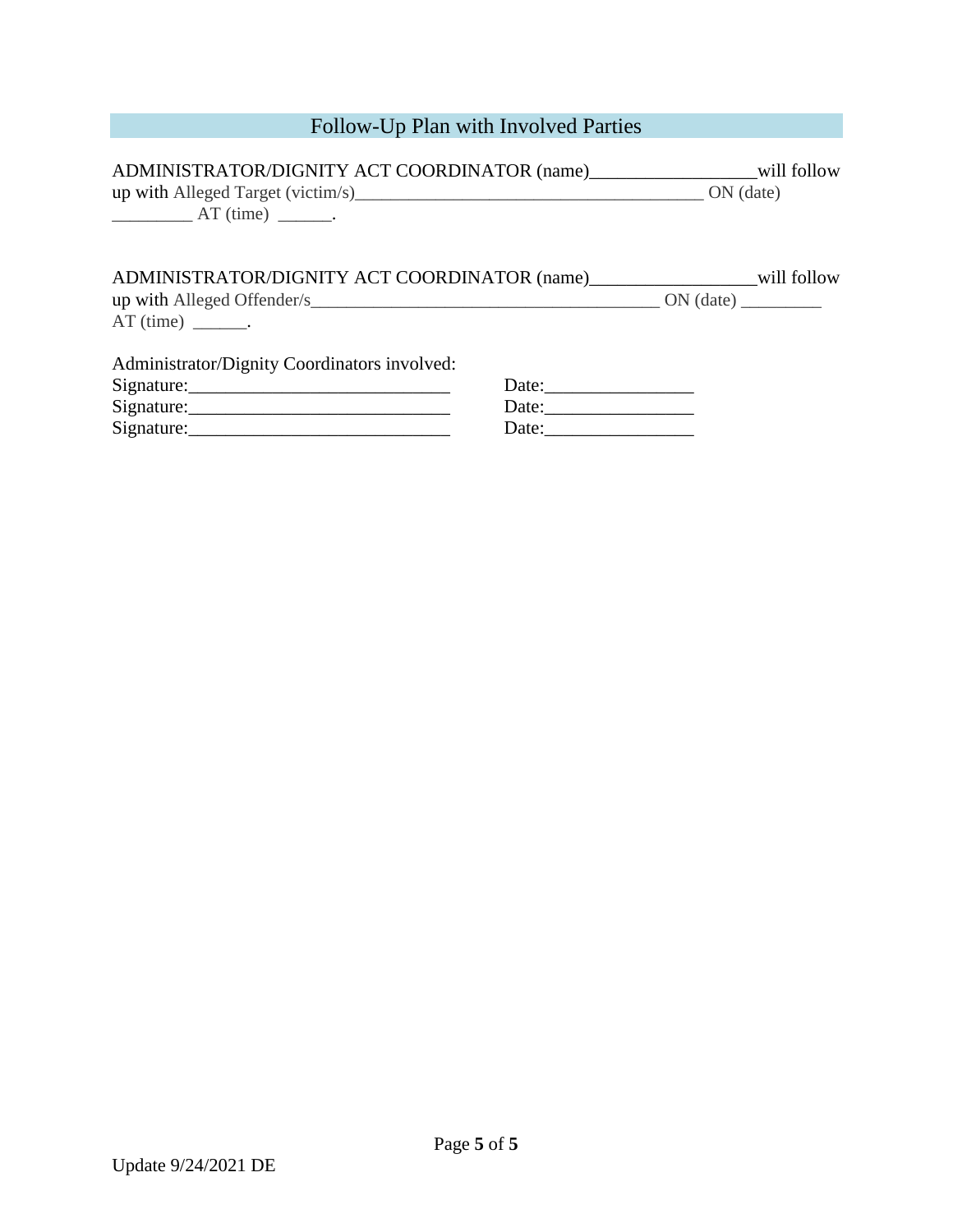## Follow-Up Plan with Involved Parties

ADMINISTRATOR/DIGNITY ACT COORDINATOR (name)__________________will follow up with Alleged Target (victim/s)________________________________________ ON (date) _________ AT (time) ______.

ADMINISTRATOR/DIGNITY ACT COORDINATOR (name)__________________will follow up with Alleged Offender/s________________________________________ ON (date) _________ AT (time) ______.

Administrator/Dignity Coordinators involved:

Signature:_____________________________ Date:________________

Signature:_____________________________ Date:________________

Signature:_____________________________ Date:________________

Update 9/24/2021 DE